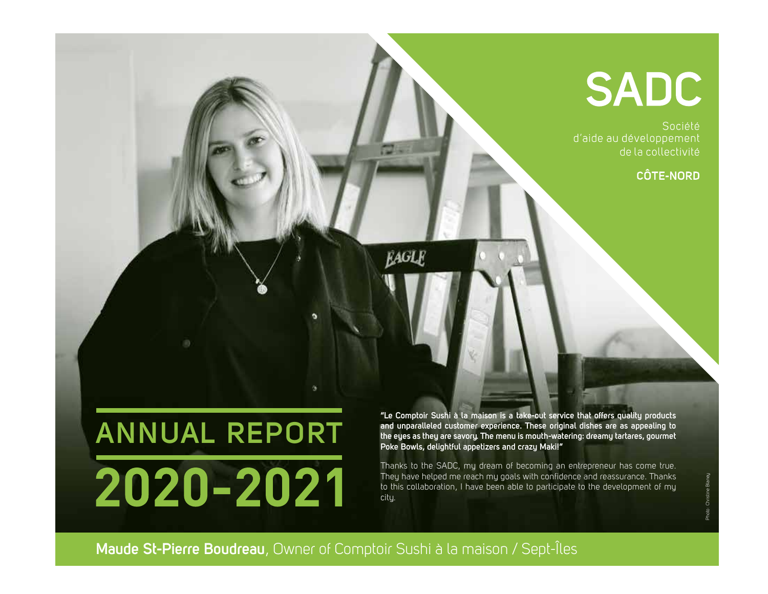# SADC

Société
d'aide au développement
de la collectivité

**CÔTE-NORD**

# ANNUAL REPORT 2020-2021

**"Le Comptoir Sushi à la maison is a take-out service that offers quality products and unparalleled customer experience. These original dishes are as appealing to the eyes as they are savory. The menu is mouth-watering: dreamy tartares, gourmet Poke Bowls, delightful appetizers and crazy Maki!"**

Thanks to the SADC, my dream of becoming an entrepreneur has come true. They have helped me reach my goals with confidence and reassurance. Thanks to this collaboration, I have been able to participate to the development of my city.

**Maude St-Pierre Boudreau**, Owner of Comptoir Sushi à la maison / Sept-Îles

Photo: Christine Blaney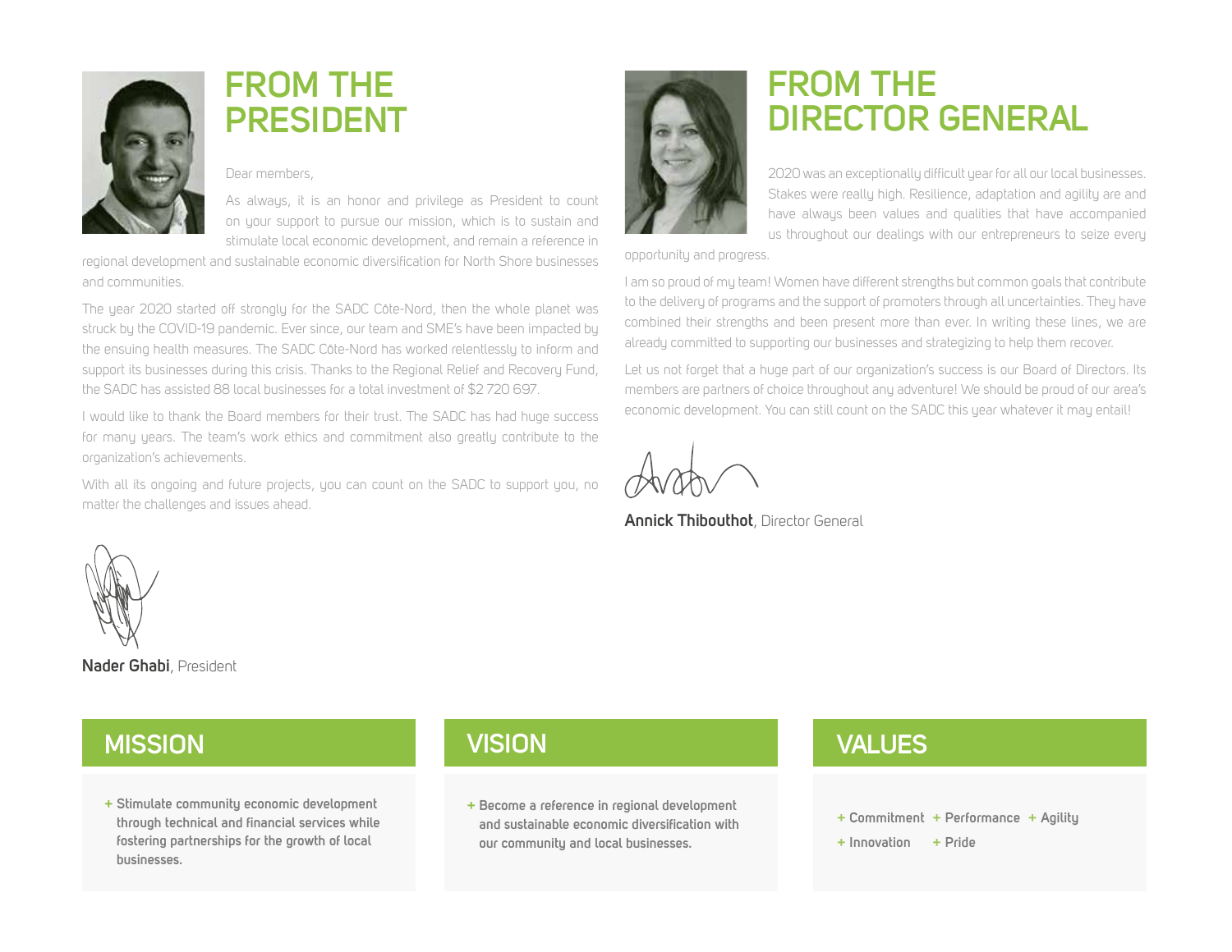## FROM THE PRESIDENT

Dear members,

As always, it is an honor and privilege as President to count on your support to pursue our mission, which is to sustain and stimulate local economic development, and remain a reference in regional development and sustainable economic diversification for North Shore businesses and communities.

The year 2020 started off strongly for the SADC Côte-Nord, then the whole planet was struck by the COVID-19 pandemic. Ever since, our team and SME's have been impacted by the ensuing health measures. The SADC Côte-Nord has worked relentlessly to inform and support its businesses during this crisis. Thanks to the Regional Relief and Recovery Fund, the SADC has assisted 88 local businesses for a total investment of $2 720 697.

I would like to thank the Board members for their trust. The SADC has had huge success for many years. The team's work ethics and commitment also greatly contribute to the organization's achievements.

With all its ongoing and future projects, you can count on the SADC to support you, no matter the challenges and issues ahead.

**Nader Ghabi**, President

## FROM THE DIRECTOR GENERAL

2020 was an exceptionally difficult year for all our local businesses. Stakes were really high. Resilience, adaptation and agility are and have always been values and qualities that have accompanied us throughout our dealings with our entrepreneurs to seize every opportunity and progress.

I am so proud of my team! Women have different strengths but common goals that contribute to the delivery of programs and the support of promoters through all uncertainties. They have combined their strengths and been present more than ever. In writing these lines, we are already committed to supporting our businesses and strategizing to help them recover.

Let us not forget that a huge part of our organization's success is our Board of Directors. Its members are partners of choice throughout any adventure! We should be proud of our area's economic development. You can still count on the SADC this year whatever it may entail!

**Annick Thibouthot**, Director General

## MISSION

+ **Stimulate community economic development through technical and financial services while fostering partnerships for the growth of local businesses.**

## VISION

+ **Become a reference in regional development and sustainable economic diversification with our community and local businesses.**

## VALUES

+ **Commitment**
+ **Performance**
+ **Agility**
+ **Innovation**
+ **Pride**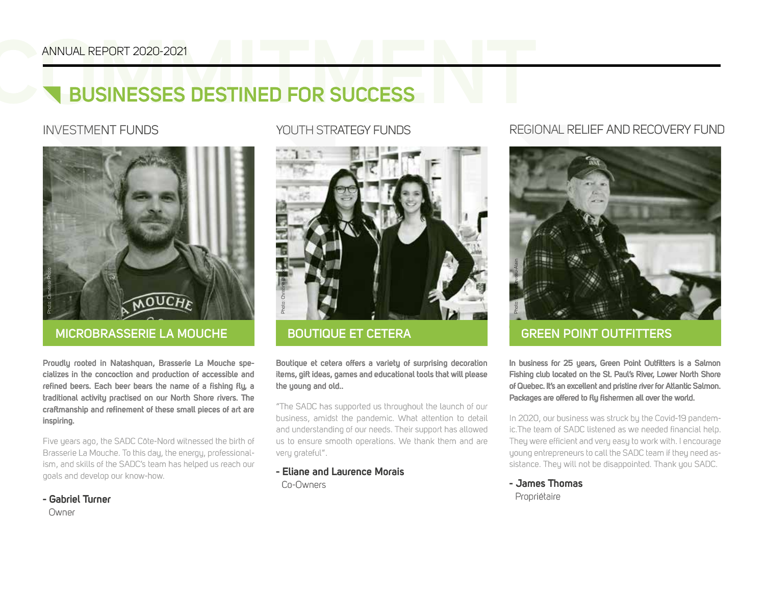# BUSINESSES DESTINED FOR SUCCESS

## INVESTMENT FUNDS

Photo: Olméliss Photo

### MICROBRASSERIE LA MOUCHE

**Proudly rooted in Natashquan, Brasserie La Mouche specializes in the concoction and production of accessible and refined beers. Each beer bears the name of a fishing fly, a traditional activity practised on our North Shore rivers. The craftmanship and refinement of these small pieces of art are inspiring.**

Five years ago, the SADC Côte-Nord witnessed the birth of Brasserie La Mouche. To this day, the energy, professionalism, and skills of the SADC's team has helped us reach our goals and develop our know-how.

**- Gabriel Turner**
Owner

## YOUTH STRATEGY FUNDS

Photo: Christine B...

### BOUTIQUE ET CETERA

**Boutique et cetera offers a variety of surprising decoration items, gift ideas, games and educational tools that will please the young and old..**

"The SADC has supported us throughout the launch of our business, amidst the pandemic. What attention to detail and understanding of our needs. Their support has allowed us to ensure smooth operations. We thank them and are very grateful".

**- Eliane and Laurence Morais**
Co-Owners

## REGIONAL RELIEF AND RECOVERY FUND

Photo: ...veau-Alain

### GREEN POINT OUTFITTERS

**In business for 25 years, Green Point Outfitters is a Salmon Fishing club located on the St. Paul's River, Lower North Shore of Quebec. It's an excellent and pristine river for Atlantic Salmon. Packages are offered to fly fishermen all over the world.**

In 2020, our business was struck by the Covid-19 pandemic.The team of SADC listened as we needed financial help. They were efficient and very easy to work with. I encourage young entrepreneurs to call the SADC team if they need assistance. They will not be disappointed. Thank you SADC.

**- James Thomas**
Propriétaire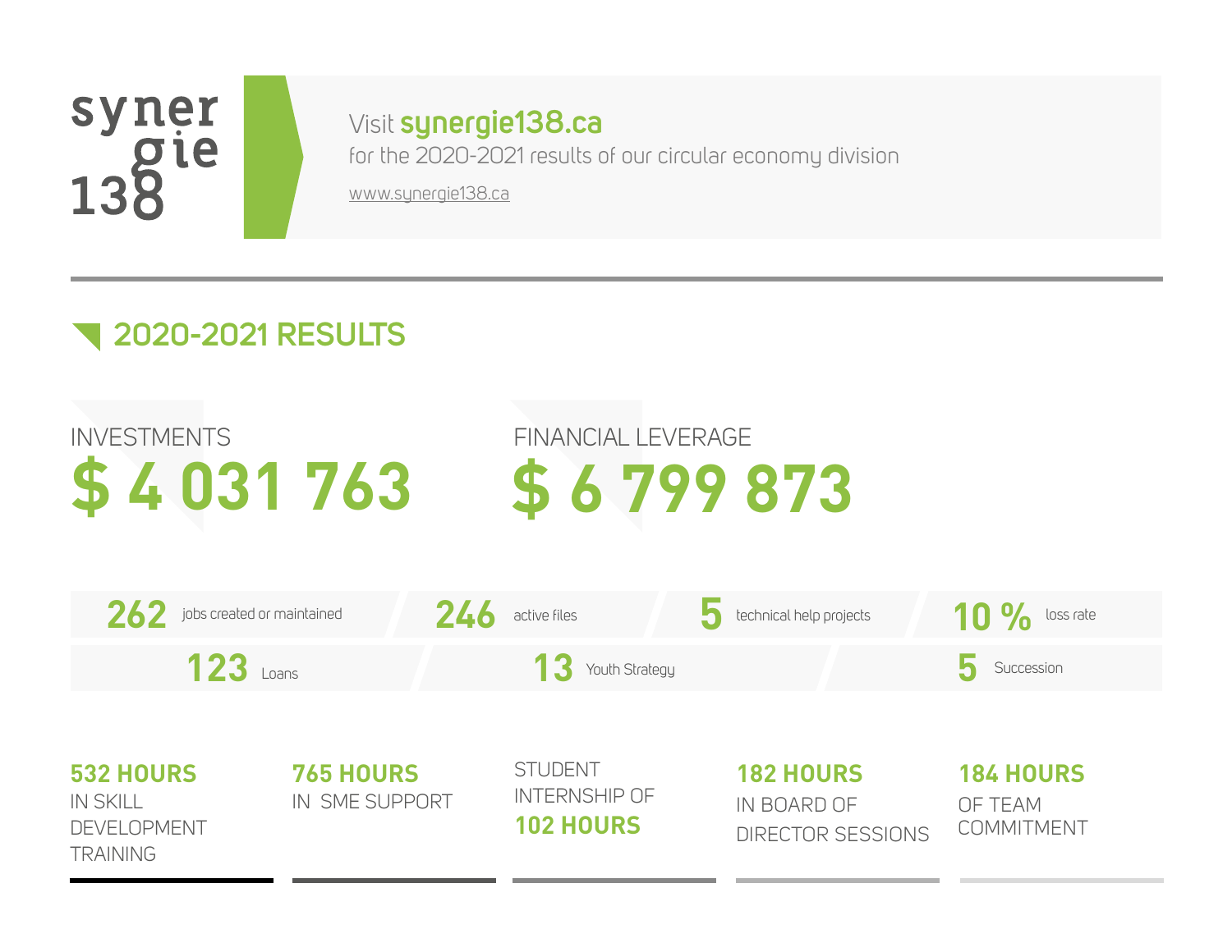synergie 138

Visit **synergie138.ca**
for the 2020-2021 results of our circular economy division

www.synergie138.ca

## 2020-2021 RESULTS

INVESTMENTS
**$ 4 031 763**

FINANCIAL LEVERAGE
**$ 6 799 873**

**262** jobs created or maintained

**246** active files

**5** technical help projects

**10 %** loss rate

**123** Loans

**13** Youth Strategy

**5** Succession

**532 HOURS** IN SKILL DEVELOPMENT TRAINING

**765 HOURS** IN SME SUPPORT

STUDENT INTERNSHIP OF **102 HOURS**

**182 HOURS** IN BOARD OF DIRECTOR SESSIONS

**184 HOURS** OF TEAM COMMITMENT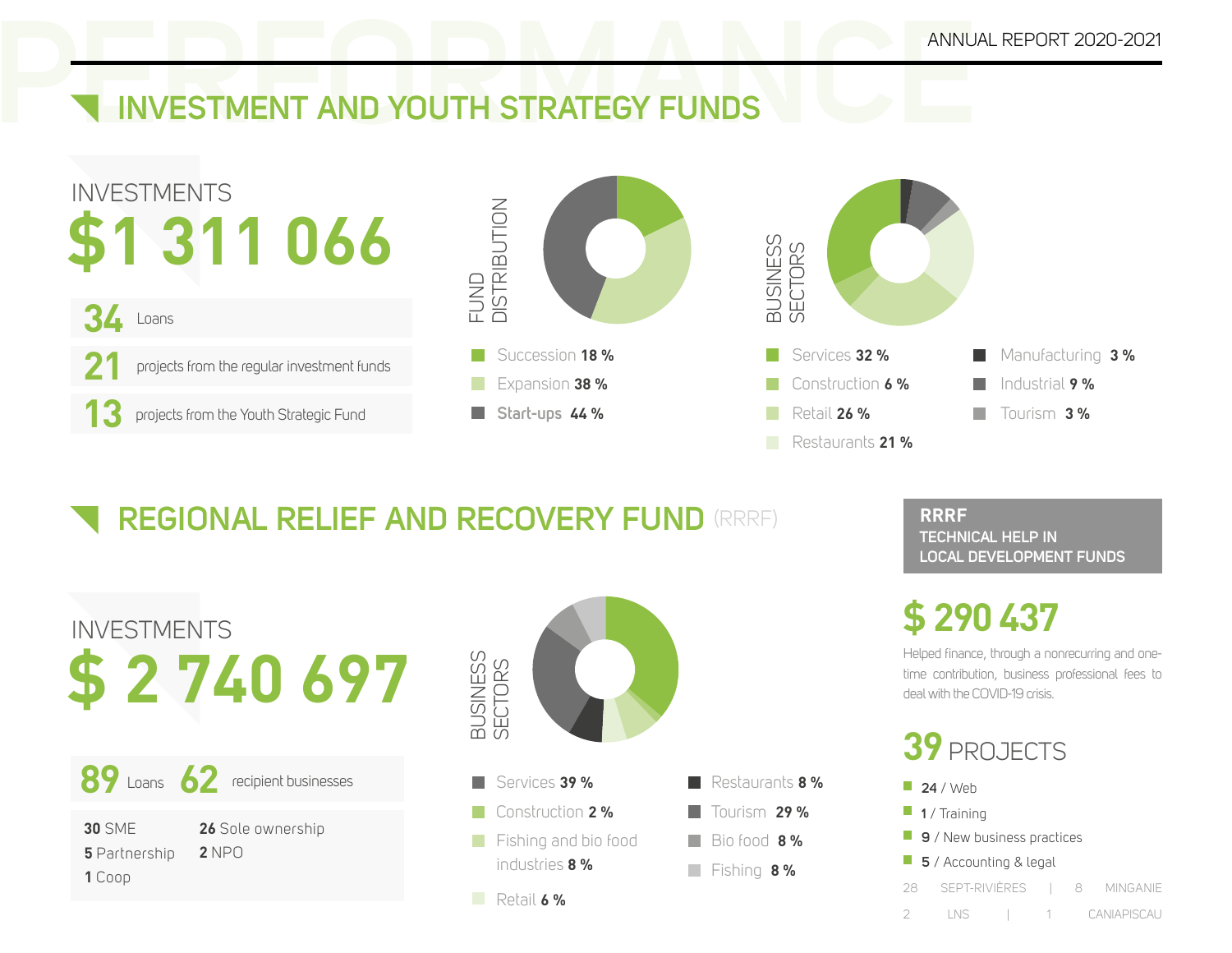# INVESTMENT AND YOUTH STRATEGY FUNDS

INVESTMENTS

**$1 311 066**

- **34** Loans
- **21** projects from the regular investment funds
- **13** projects from the Youth Strategic Fund

### FUND DISTRIBUTION

- Succession **18 %**
- Expansion **38 %**
- Start-ups **44 %**

### BUSINESS SECTORS

- Services **32 %**
- Construction **6 %**
- Retail **26 %**
- Restaurants **21 %**
- Manufacturing **3 %**
- Industrial **9 %**
- Tourism **3 %**

# REGIONAL RELIEF AND RECOVERY FUND (RRRF)

INVESTMENTS

**$ 2 740 697**

**89** Loans **62** recipient businesses

- **30** SME
- **5** Partnership
- **1** Coop
- **26** Sole ownership
- **2** NPO

### BUSINESS SECTORS

- Services **39 %**
- Construction **2 %**
- Fishing and bio food industries **8 %**
- Retail **6 %**
- Restaurants **8 %**
- Tourism **29 %**
- Bio food **8 %**
- Fishing **8 %**

## RRRF TECHNICAL HELP IN LOCAL DEVELOPMENT FUNDS

**$ 290 437**

Helped finance, through a nonrecurring and one-time contribution, business professional fees to deal with the COVID-19 crisis.

**39** PROJECTS

- **24** / Web
- **1** / Training
- **9** / New business practices
- **5** / Accounting & legal

28 SEPT-RIVIÈRES | 8 MINGANIE

2 LNS | 1 CANIAPISCAU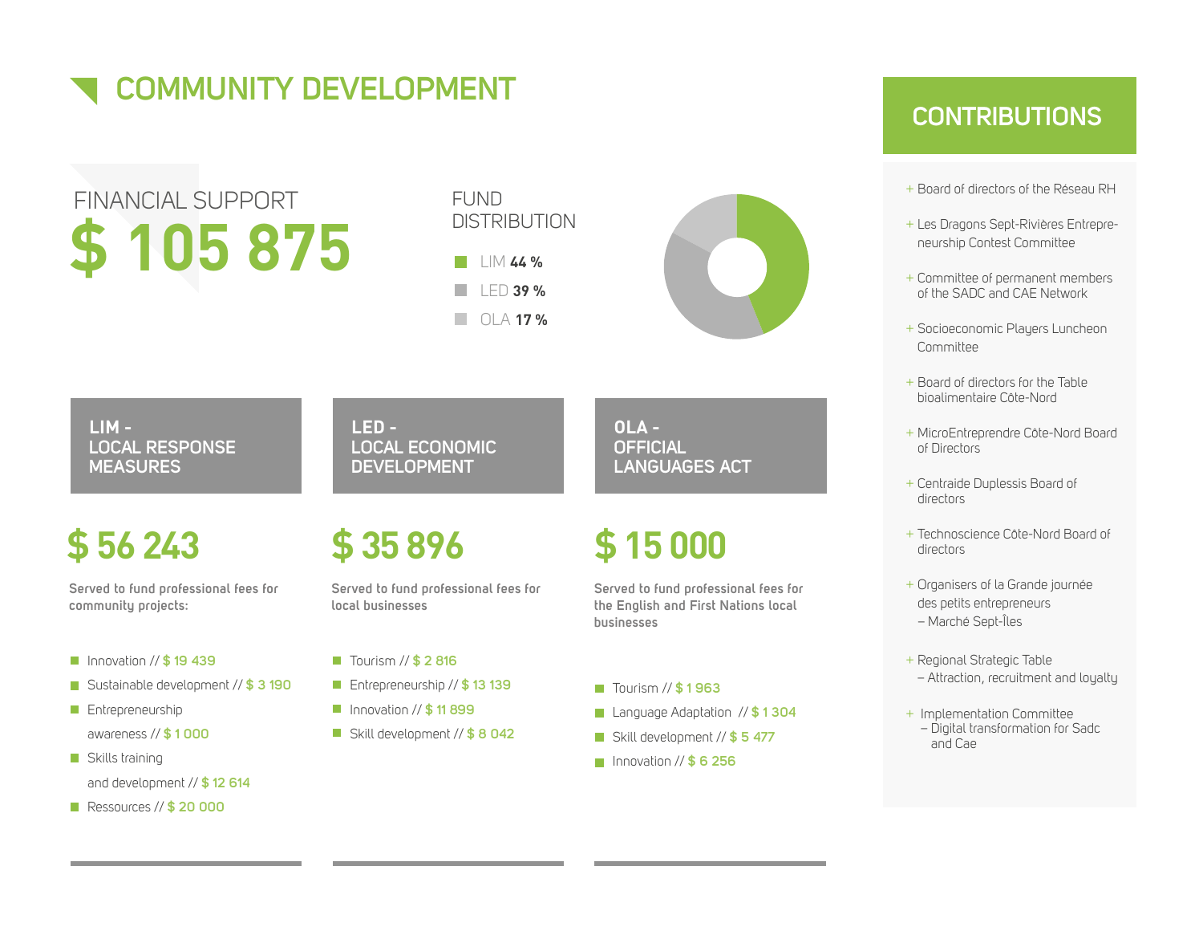# COMMUNITY DEVELOPMENT

## FINANCIAL SUPPORT

**$ 105 875**

### FUND DISTRIBUTION

- LIM **44 %**
- LED **39 %**
- OLA **17 %**

### LIM - LOCAL RESPONSE MEASURES

**$ 56 243**

**Served to fund professional fees for community projects:**

- Innovation // $ 19 439
- Sustainable development // $ 3 190
- Entrepreneurship awareness // $ 1 000
- Skills training and development // $ 12 614
- Ressources // $ 20 000

### LED - LOCAL ECONOMIC DEVELOPMENT

**$ 35 896**

**Served to fund professional fees for local businesses**

- Tourism // $ 2 816
- Entrepreneurship // $ 13 139
- Innovation // $ 11 899
- Skill development // $ 8 042

### OLA - OFFICIAL LANGUAGES ACT

**$ 15 000**

**Served to fund professional fees for the English and First Nations local businesses**

- Tourism // $ 1 963
- Language Adaptation // $ 1 304
- Skill development // $ 5 477
- Innovation // $ 6 256

## CONTRIBUTIONS

- Board of directors of the Réseau RH
- Les Dragons Sept-Rivières Entrepreneurship Contest Committee
- Committee of permanent members of the SADC and CAE Network
- Socioeconomic Players Luncheon Committee
- Board of directors for the Table bioalimentaire Côte-Nord
- MicroEntreprendre Côte-Nord Board of Directors
- Centraide Duplessis Board of directors
- Technoscience Côte-Nord Board of directors
- Organisers of la Grande journée des petits entrepreneurs – Marché Sept-Îles
- Regional Strategic Table – Attraction, recruitment and loyalty
- Implementation Committee – Digital transformation for Sadc and Cae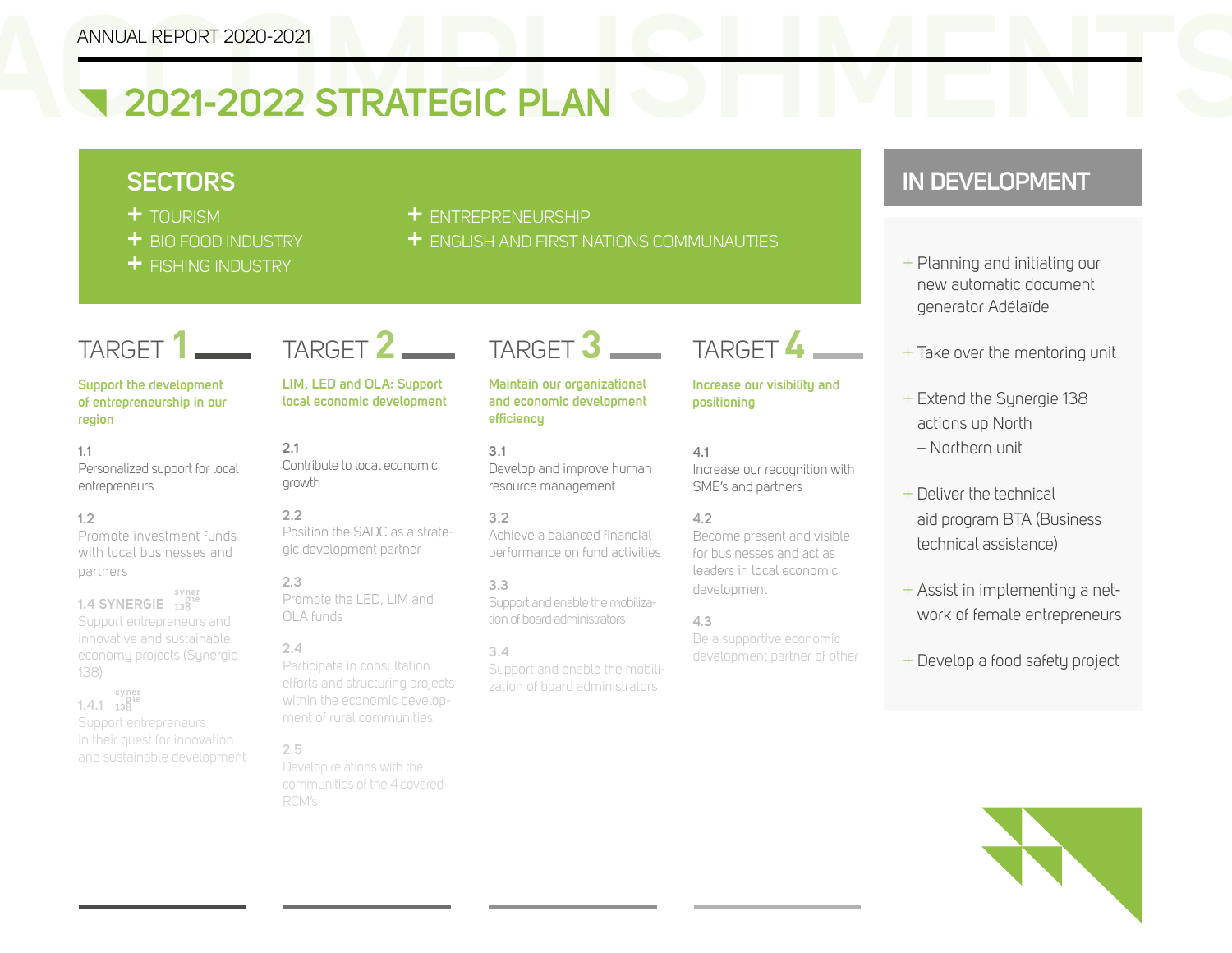# 2021-2022 STRATEGIC PLAN

## SECTORS

- TOURISM
- BIO FOOD INDUSTRY
- FISHING INDUSTRY
- ENTREPRENEURSHIP
- ENGLISH AND FIRST NATIONS COMMUNAUTIES

## TARGET 1

**Support the development of entrepreneurship in our region**

**1.1**
Personalized support for local entrepreneurs

**1.2**
Promote investment funds with local businesses and partners

**1.4 SYNERGIE 138**
Support entrepreneurs and innovative and sustainable economy projects (Synergie 138)

**1.4.1 synergie 138**
Support entrepreneurs in their quest for innovation and sustainable development

## TARGET 2

**LIM, LED and OLA: Support local economic development**

**2.1**
Contribute to local economic growth

**2.2**
Position the SADC as a strategic development partner

**2.3**
Promote the LED, LIM and OLA funds

**2.4**
Participate in consultation efforts and structuring projects within the economic development of rural communities

**2.5**
Develop relations with the communities of the 4 covered RCM's

## TARGET 3

**Maintain our organizational and economic development efficiency**

**3.1**
Develop and improve human resource management

**3.2**
Achieve a balanced financial performance on fund activities

**3.3**
Support and enable the mobilization of board administrators

**3.4**
Support and enable the mobilization of board administrators

## TARGET 4

**Increase our visibility and positioning**

**4.1**
Increase our recognition with SME's and partners

**4.2**
Become present and visible for businesses and act as leaders in local economic development

**4.3**
Be a supportive economic development partner of other

## IN DEVELOPMENT

- Planning and initiating our new automatic document generator Adélaïde
- Take over the mentoring unit
- Extend the Synergie 138 actions up North – Northern unit
- Deliver the technical aid program BTA (Business technical assistance)
- Assist in implementing a network of female entrepreneurs
- Develop a food safety project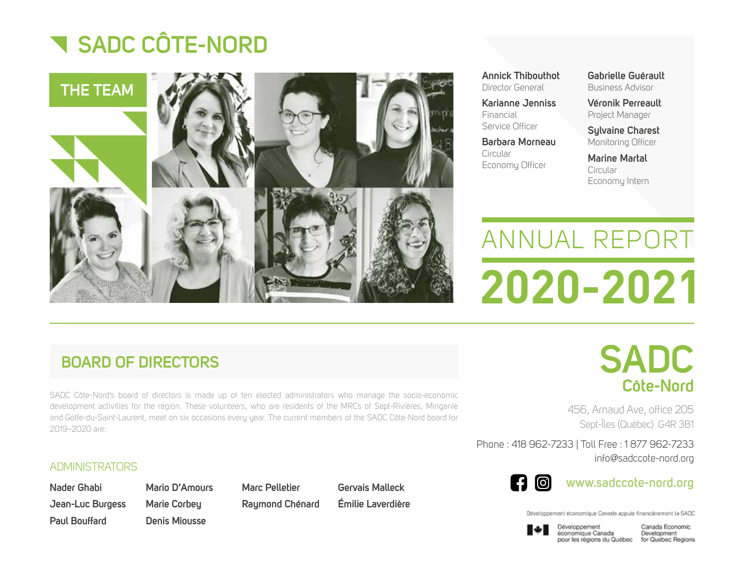# SADC CÔTE-NORD

## THE TEAM

Photo: Caroline Blaney

**Annick Thibouthot**
Director General

**Karianne Jenniss**
Financial Service Officer

**Barbara Morneau**
Circular Economy Officer

**Gabrielle Guérault**
Business Advisor

**Véronik Perreault**
Project Manager

**Sylvaine Charest**
Monitoring Officer

**Marine Martal**
Circular Economy Intern

# ANNUAL REPORT 2020-2021

## BOARD OF DIRECTORS

SADC Côte-Nord's board of directors is made up of ten elected administrators who manage the socio-economic development activities for the region. These volunteers, who are residents of the MRCs of Sept-Rivières, Minganie and Golfe-du-Saint-Laurent, meet on six occasions every year. The current members of the SADC Côte-Nord board for 2019–2020 are:

### ADMINISTRATORS

**Nader Ghabi**
**Jean-Luc Burgess**
**Paul Bouffard**
**Mario D'Amours**
**Marie Corbey**
**Denis Miousse**
**Marc Pelletier**
**Raymond Chénard**
**Gervais Malleck**
**Émilie Laverdière**

**SADC Côte-Nord**

456, Arnaud Ave, office 205
Sept-Îles (Québec) G4R 3B1

Phone : 418 962-7233 | Toll Free : 1 877 962-7233
info@sadccote-nord.org

www.sadccote-nord.org

Développement économique Canada appuie financièrement la SADC

Développement économique Canada pour les régions du Québec
Canada Economic Development for Quebec Regions